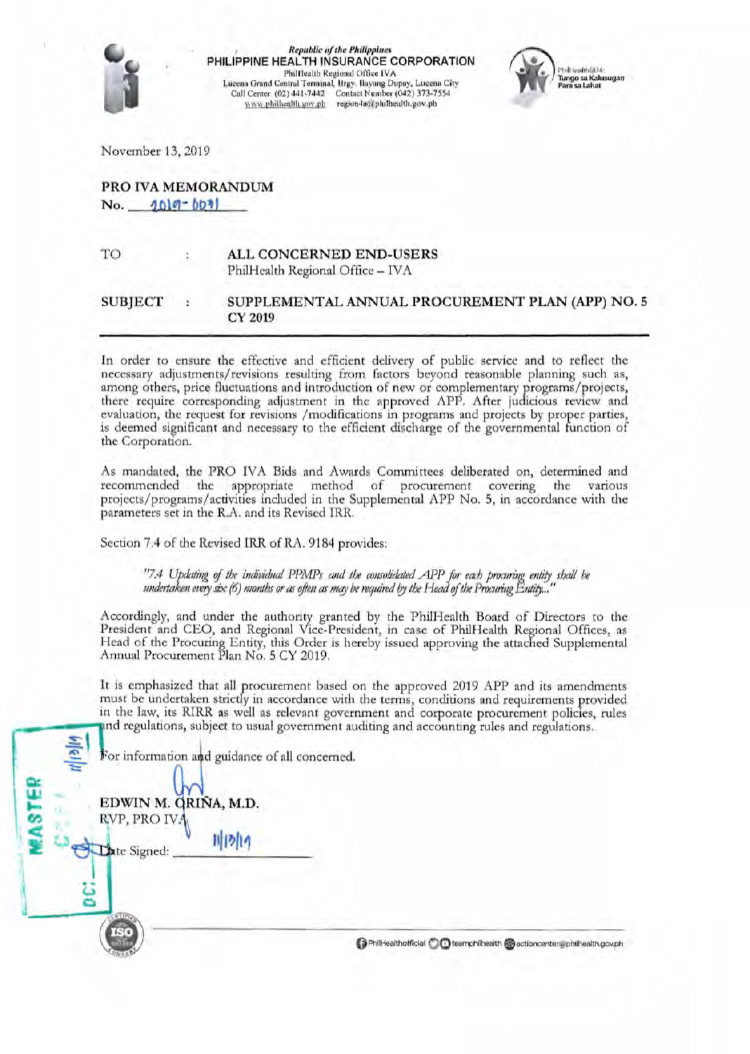*Republic of the Philippines*
**PHILIPPINE HEALTH INSURANCE CORPORATION**
PhilHealth Regional Office IVA
Lucena Grand Central Terminal, Brgy. Ilayang Dupay, Lucena City
Call Center (02) 441-7442 Contact Number (042) 373-7554
www.philhealth.gov.ph region4a@philhealth.gov.ph

PhilHealth@24: Tungo sa Kalusugan Para sa Lahat

November 13, 2019

**PRO IVA MEMORANDUM**
No. 2019-0031

| | | |
|---|---|---|
| TO | : | **ALL CONCERNED END-USERS** PhilHealth Regional Office – IVA |
| **SUBJECT** | : | **SUPPLEMENTAL ANNUAL PROCUREMENT PLAN (APP) NO. 5 CY 2019** |

In order to ensure the effective and efficient delivery of public service and to reflect the necessary adjustments/revisions resulting from factors beyond reasonable planning such as, among others, price fluctuations and introduction of new or complementary programs/projects, there require corresponding adjustment in the approved APP. After judicious review and evaluation, the request for revisions /modifications in programs and projects by proper parties, is deemed significant and necessary to the efficient discharge of the governmental function of the Corporation.

As mandated, the PRO IVA Bids and Awards Committees deliberated on, determined and recommended the appropriate method of procurement covering the various projects/programs/activities included in the Supplemental APP No. 5, in accordance with the parameters set in the R.A. and its Revised IRR.

Section 7.4 of the Revised IRR of RA. 9184 provides:

> *"7.4 Updating of the individual PPMPs and the consolidated APP for each procuring entity shall be undertaken every six (6) months or as often as may be required by the Head of the Procuring Entity..."*

Accordingly, and under the authority granted by the PhilHealth Board of Directors to the President and CEO, and Regional Vice-President, in case of PhilHealth Regional Offices, as Head of the Procuring Entity, this Order is hereby issued approving the attached Supplemental Annual Procurement Plan No. 5 CY 2019.

It is emphasized that all procurement based on the approved 2019 APP and its amendments must be undertaken strictly in accordance with the terms, conditions and requirements provided in the law, its RIRR as well as relevant government and corporate procurement policies, rules and regulations, subject to usual government auditing and accounting rules and regulations.

For information and guidance of all concerned.

**EDWIN M. ORIÑA, M.D.**
RVP, PRO IVA

Date Signed: 11/13/19

MASTER COPY
DC: 11/13/19

PhilHealthofficial teamphilhealth actioncenter@philhealth.gov.ph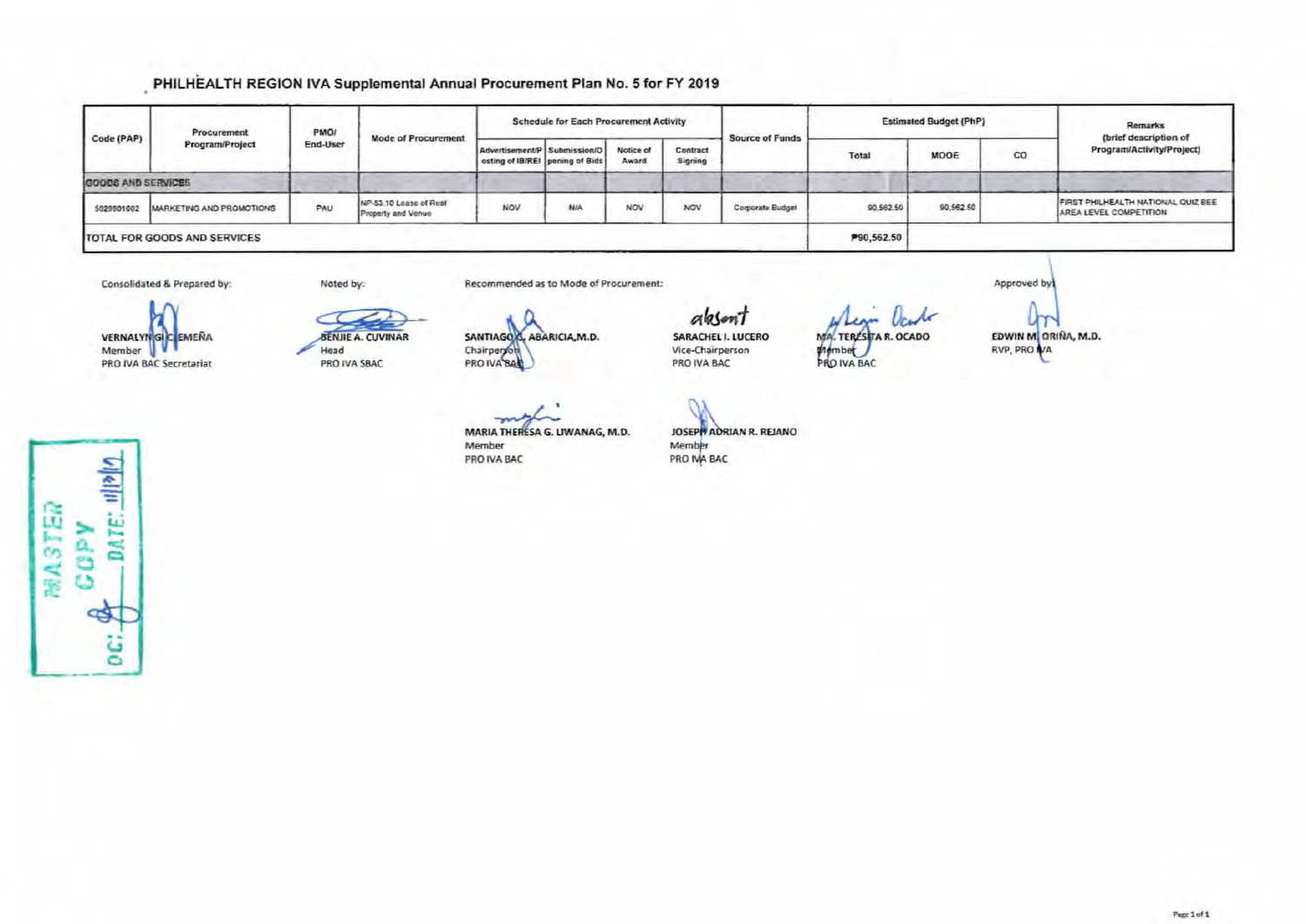# PHILHEALTH REGION IVA Supplemental Annual Procurement Plan No. 5 for FY 2019

| Code (PAP) | Procurement Program/Project | PMO/ End-User | Mode of Procurement | Schedule for Each Procurement Activity | | | | Source of Funds | Estimated Budget (PhP) | | | Remarks (brief description of Program/Activity/Project) |
|---|---|---|---|---|---|---|---|---|---|---|---|---|
| | | | | Advertisement/Posting of IB/REI | Submission/Opening of Bids | Notice of Award | Contract Signing | | Total | MOOE | CO | |
| GOODS AND SERVICES | | | | | | | | | | | | |
| 5029901002 | MARKETING AND PROMOTIONS | PAU | NP-53.10 Lease of Real Property and Venue | NOV | N/A | NOV | NOV | Corporate Budget | 90,562.50 | 90,562.50 | | FIRST PHILHEALTH NATIONAL QUIZ BEE AREA LEVEL COMPETITION |
| TOTAL FOR GOODS AND SERVICES | | | | | | | | | ₱90,562.50 | | | |

Consolidated & Prepared by:

**VERNALYN G. CLEMEÑA**
Member
PRO IVA BAC Secretariat

Noted by:

**BENJIE A. CUVINAR**
Head
PRO IVA SBAC

Recommended as to Mode of Procurement:

**SANTIAGO S. ABARICIA, M.D.**
Chairperson
PRO IVA BAC

absent
**SARACHEL I. LUCERO**
Vice-Chairperson
PRO IVA BAC

**MA. TERESITA R. OCADO**
Member
PRO IVA BAC

**MARIA THERESA G. LIWANAG, M.D.**
Member
PRO IVA BAC

**JOSEPH ADRIAN R. REJANO**
Member
PRO IVA BAC

Approved by:

**EDWIN M. ORIÑA, M.D.**
RVP, PRO IVA

MASTER COPY
DATE: 11/13/19
DC: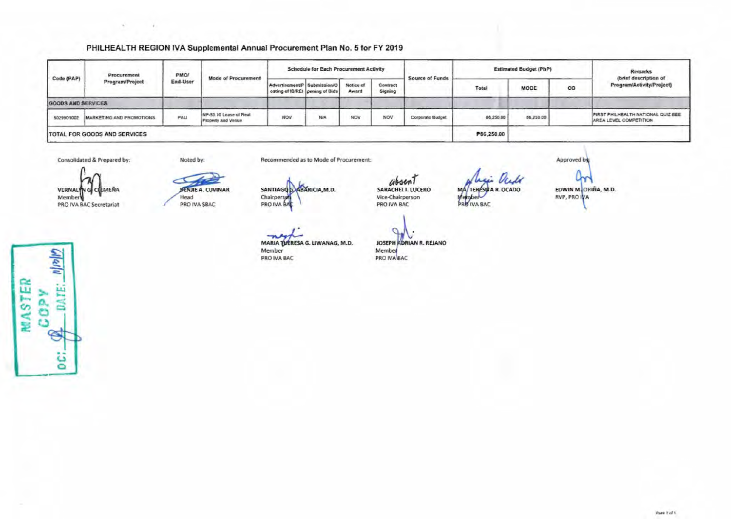# PHILHEALTH REGION IVA Supplemental Annual Procurement Plan No. 5 for FY 2019

| Code (PAP) | Procurement Program/Project | PMO/ End-User | Mode of Procurement | Schedule for Each Procurement Activity | | | | Source of Funds | Estimated Budget (PhP) | | | Remarks (brief description of Program/Activity/Project) |
|---|---|---|---|---|---|---|---|---|---|---|---|---|
| | | | | Advertisement/Posting of IB/REI | Submission/Opening of Bids | Notice of Award | Contract Signing | | Total | MOOE | CO | |
| **GOODS AND SERVICES** | | | | | | | | | | | | |
| 5029901002 | MARKETING AND PROMOTIONS | PAU | NP-53.10 Lease of Real Property and Venue | NOV | N/A | NOV | NOV | Corporate Budget | 86,250.00 | 86,250.00 | | FIRST PHILHEALTH NATIONAL QUIZ BEE AREA LEVEL COMPETITION |
| **TOTAL FOR GOODS AND SERVICES** | | | | | | | | | ₱86,250.00 | | | |

Consolidated & Prepared by:

VERNALYN G. CLEMEÑA
Member
PRO IVA BAC Secretariat

Noted by:

BENJIE A. CUVINAR
Head
PRO IVA SBAC

Recommended as to Mode of Procurement:

SANTIAGO G. ABARICIA, M.D.
Chairperson
PRO IVA BAC

absent
SARACHEL I. LUCERO
Vice-Chairperson
PRO IVA BAC

MA. TERESITA R. OCADO
Member
PRO IVA BAC

MARIA THERESA G. LIWANAG, M.D.
Member
PRO IVA BAC

JOSEPH ADRIAN R. REJANO
Member
PRO IVA BAC

Approved by:

EDWIN M. ORIÑA, M.D.
RVP, PRO IVA

MASTER COPY
DC: DATE: 11/12/19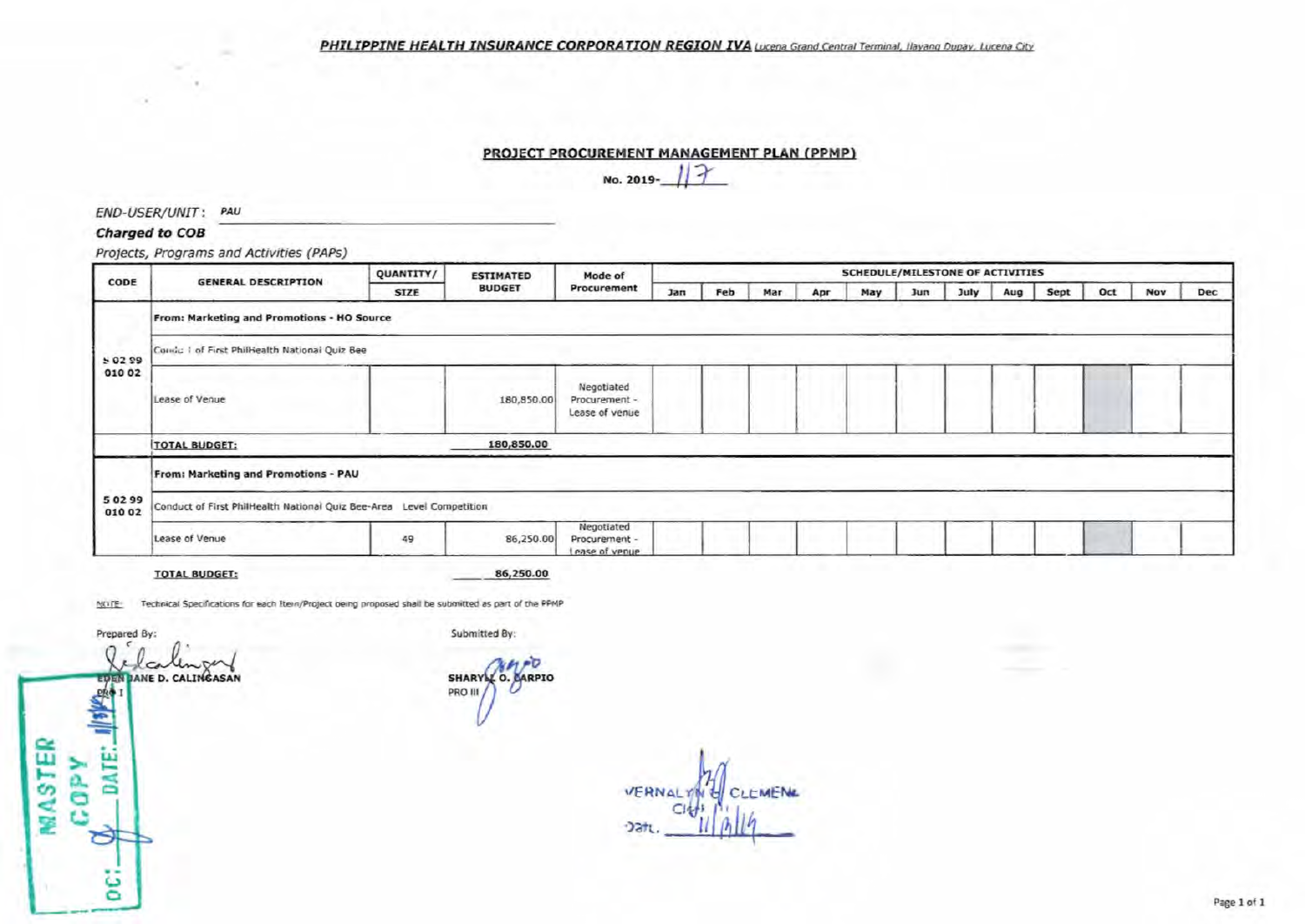PHILIPPINE HEALTH INSURANCE CORPORATION REGION IVA Lucena Grand Central Terminal, Ilayang Dupay, Lucena City

## PROJECT PROCUREMENT MANAGEMENT PLAN (PPMP)

No. 2019- 117

*END-USER/UNIT:* PAU

***Charged to COB***

*Projects, Programs and Activities (PAPs)*

| CODE | GENERAL DESCRIPTION | QUANTITY/ SIZE | ESTIMATED BUDGET | Mode of Procurement | Jan | Feb | Mar | Apr | May | Jun | July | Aug | Sept | Oct | Nov | Dec |
|---|---|---|---|---|---|---|---|---|---|---|---|---|---|---|---|---|
| | **From: Marketing and Promotions - HO Source** | | | | | | | | | | | | | | | |
| 5 02 99 010 02 | Conduct of First PhilHealth National Quiz Bee | | | | | | | | | | | | | | | |
| | Lease of Venue | | 180,850.00 | Negotiated Procurement - Lease of venue | | | | | | | | | | ■ | | |
| | **TOTAL BUDGET:** | | **180,850.00** | | | | | | | | | | | | | |
| | **From: Marketing and Promotions - PAU** | | | | | | | | | | | | | | | |
| 5 02 99 010 02 | Conduct of First PhilHealth National Quiz Bee-Area Level Competition | | | | | | | | | | | | | | | |
| | Lease of Venue | 49 | 86,250.00 | Negotiated Procurement - Lease of venue | | | | | | | | | | ■ | | |

**TOTAL BUDGET:** **86,250.00**

NOTE: Technical Specifications for each Item/Project being proposed shall be submitted as part of the PPMP

Prepared By:

EDEN JANE D. CALINGASAN
PRO I

Submitted By:

SHARYLL O. CARPIO
PRO III

VERNALYN G. CLEMENA
Chief
Date: 11/13/19

MASTER COPY
DATE: 11/13/19
DC: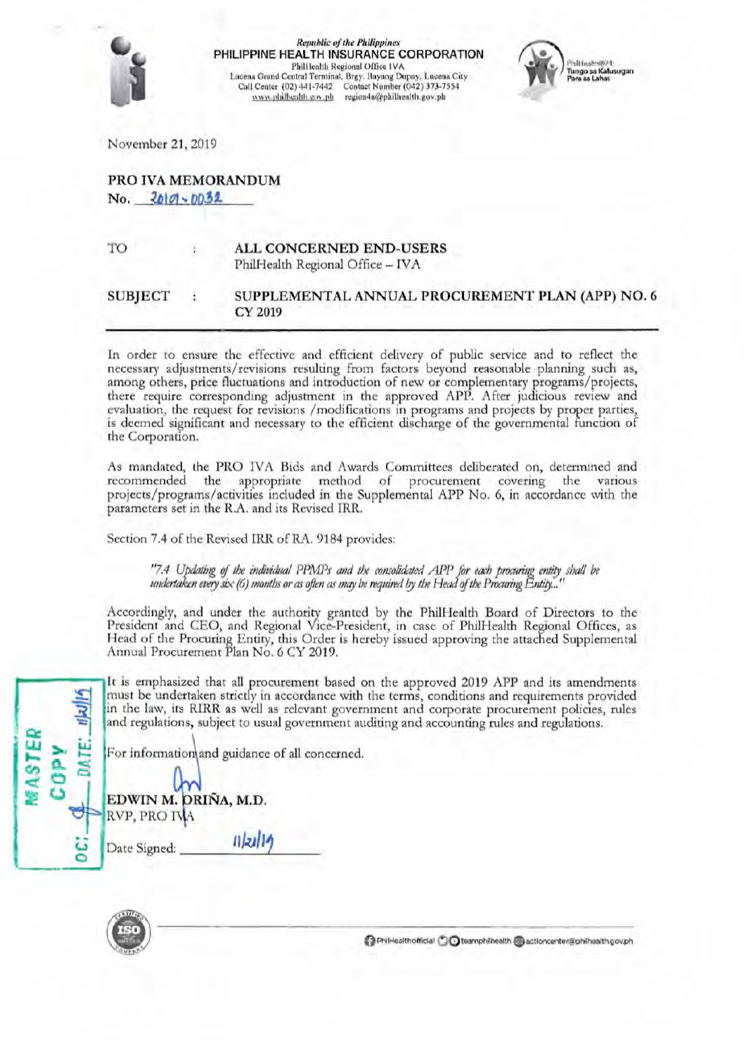*Republic of the Philippines*
**PHILIPPINE HEALTH INSURANCE CORPORATION**
PhilHealth Regional Office IVA
Lucena Grand Central Terminal, Brgy. Ilayang Dupay, Lucena City
Call Center (02) 441-7442 Contact Number (042) 373-7554
www.philhealth.gov.ph region4a@philhealth.gov.ph

PhilHealth@24: Tungo sa Kalusugan Para sa Lahat

November 21, 2019

**PRO IVA MEMORANDUM**
No. 2019-0032

| | | |
|---|---|---|
| TO | : | **ALL CONCERNED END-USERS** PhilHealth Regional Office – IVA |
| **SUBJECT** | : | **SUPPLEMENTAL ANNUAL PROCUREMENT PLAN (APP) NO. 6 CY 2019** |

In order to ensure the effective and efficient delivery of public service and to reflect the necessary adjustments/revisions resulting from factors beyond reasonable planning such as, among others, price fluctuations and introduction of new or complementary programs/projects, there require corresponding adjustment in the approved APP. After judicious review and evaluation, the request for revisions /modifications in programs and projects by proper parties, is deemed significant and necessary to the efficient discharge of the governmental function of the Corporation.

As mandated, the PRO IVA Bids and Awards Committees deliberated on, determined and recommended the appropriate method of procurement covering the various projects/programs/activities included in the Supplemental APP No. 6, in accordance with the parameters set in the R.A. and its Revised IRR.

Section 7.4 of the Revised IRR of RA. 9184 provides:

> "*7.4 Updating of the individual PPMPs and the consolidated APP for each procuring entity shall be undertaken every six (6) months or as often as may be required by the Head of the Procuring Entity...*"

Accordingly, and under the authority granted by the PhilHealth Board of Directors to the President and CEO, and Regional Vice-President, in case of PhilHealth Regional Offices, as Head of the Procuring Entity, this Order is hereby issued approving the attached Supplemental Annual Procurement Plan No. 6 CY 2019.

It is emphasized that all procurement based on the approved 2019 APP and its amendments must be undertaken strictly in accordance with the terms, conditions and requirements provided in the law, its RIRR as well as relevant government and corporate procurement policies, rules and regulations, subject to usual government auditing and accounting rules and regulations.

For information and guidance of all concerned.

**EDWIN M. ORIÑA, M.D.**
RVP, PRO IVA

Date Signed: 11/21/19

MASTER COPY
DC: ___ DATE: 11/21/19

PhilHealthofficial teamphilhealth actioncenter@philhealth.gov.ph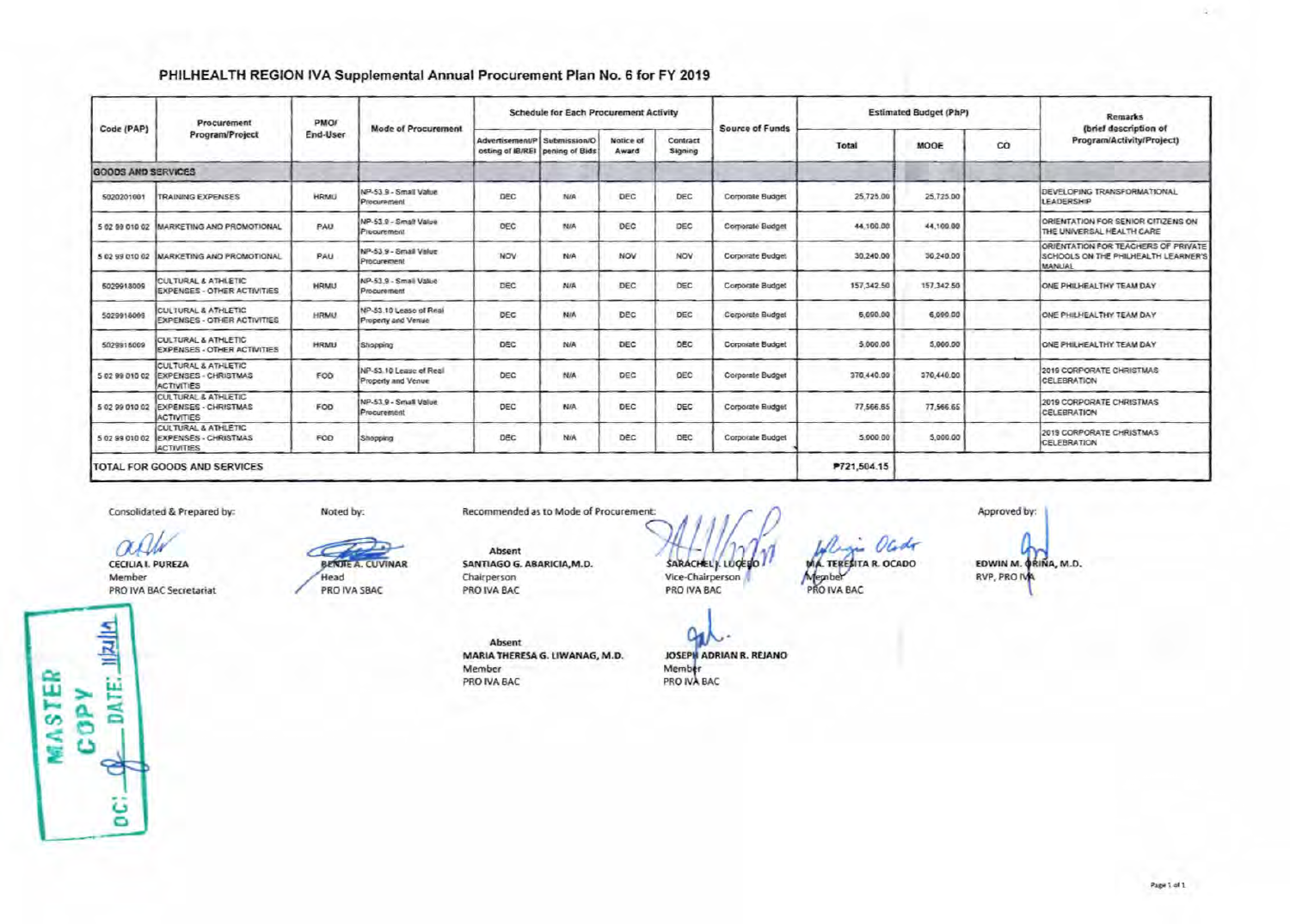# PHILHEALTH REGION IVA Supplemental Annual Procurement Plan No. 6 for FY 2019

| Code (PAP) | Procurement Program/Project | PMO/ End-User | Mode of Procurement | Schedule for Each Procurement Activity | | | | Source of Funds | Estimated Budget (PhP) | | | Remarks (brief description of Program/Activity/Project) |
|---|---|---|---|---|---|---|---|---|---|---|---|---|
| | | | | Advertisement/Posting of IB/REI | Submission/Opening of Bids | Notice of Award | Contract Signing | | Total | MOOE | CO | |
| **GOODS AND SERVICES** | | | | | | | | | | | | |
| 5020201001 | TRAINING EXPENSES | HRMU | NP-53.9 - Small Value Procurement | DEC | N/A | DEC | DEC | Corporate Budget | 25,725.00 | 25,725.00 | | DEVELOPING TRANSFORMATIONAL LEADERSHIP |
| 5 02 99 010 02 | MARKETING AND PROMOTIONAL | PAU | NP-53.9 - Small Value Procurement | DEC | N/A | DEC | DEC | Corporate Budget | 44,100.00 | 44,100.00 | | ORIENTATION FOR SENIOR CITIZENS ON THE UNIVERSAL HEALTH CARE |
| 5 02 99 010 02 | MARKETING AND PROMOTIONAL | PAU | NP-53.9 - Small Value Procurement | NOV | N/A | NOV | NOV | Corporate Budget | 30,240.00 | 30,240.00 | | ORIENTATION FOR TEACHERS OF PRIVATE SCHOOLS ON THE PHILHEALTH LEARNER'S MANUAL |
| 5029918009 | CULTURAL & ATHLETIC EXPENSES - OTHER ACTIVITIES | HRMU | NP-53.9 - Small Value Procurement | DEC | N/A | DEC | DEC | Corporate Budget | 157,342.50 | 157,342.50 | | ONE PHILHEALTHY TEAM DAY |
| 5029918009 | CULTURAL & ATHLETIC EXPENSES - OTHER ACTIVITIES | HRMU | NP-53.10 Lease of Real Property and Venue | DEC | N/A | DEC | DEC | Corporate Budget | 6,000.00 | 6,000.00 | | ONE PHILHEALTHY TEAM DAY |
| 5029918009 | CULTURAL & ATHLETIC EXPENSES - OTHER ACTIVITIES | HRMU | Shopping | DEC | N/A | DEC | DEC | Corporate Budget | 5,000.00 | 5,000.00 | | ONE PHILHEALTHY TEAM DAY |
| 5 02 99 010 02 | CULTURAL & ATHLETIC EXPENSES - CHRISTMAS ACTIVITIES | FOD | NP-53.10 Lease of Real Property and Venue | DEC | N/A | DEC | DEC | Corporate Budget | 370,440.00 | 370,440.00 | | 2019 CORPORATE CHRISTMAS CELEBRATION |
| 5 02 99 010 02 | CULTURAL & ATHLETIC EXPENSES - CHRISTMAS ACTIVITIES | FOD | NP-53.9 - Small Value Procurement | DEC | N/A | DEC | DEC | Corporate Budget | 77,566.65 | 77,566.65 | | 2019 CORPORATE CHRISTMAS CELEBRATION |
| 5 02 99 010 02 | CULTURAL & ATHLETIC EXPENSES - CHRISTMAS ACTIVITIES | FOD | Shopping | DEC | N/A | DEC | DEC | Corporate Budget | 5,000.00 | 5,000.00 | | 2019 CORPORATE CHRISTMAS CELEBRATION |
| **TOTAL FOR GOODS AND SERVICES** | | | | | | | | | ₱721,504.15 | | | |

Consolidated & Prepared by:

**CECILIA I. PUREZA**
Member
PRO IVA BAC Secretariat

Noted by:

**BENRIE A. CUVINAR**
Head
PRO IVA SBAC

Recommended as to Mode of Procurement:

Absent
**SANTIAGO G. ABARICIA, M.D.**
Chairperson
PRO IVA BAC

**SARACHELL LUCERO**
Vice-Chairperson
PRO IVA BAC

**MA. TERESITA R. OCADO**
Member
PRO IVA BAC

Absent
**MARIA THERESA G. LIWANAG, M.D.**
Member
PRO IVA BAC

**JOSEPH ADRIAN R. REJANO**
Member
PRO IVA BAC

Approved by:

**EDWIN M. ORIÑA, M.D.**
RVP, PRO IVA

MASTER COPY
DC: ___ DATE: 11/21/19